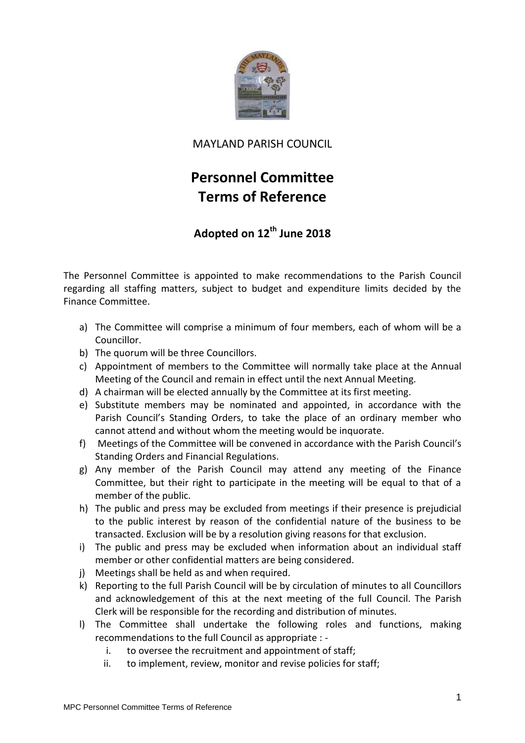MAYLAND PARISH COUNCIL

# Personnel Committee
# Terms of Reference

## Adopted on 12th June 2018

The Personnel Committee is appointed to make recommendations to the Parish Council regarding all staffing matters, subject to budget and expenditure limits decided by the Finance Committee.

a) The Committee will comprise a minimum of four members, each of whom will be a Councillor.
b) The quorum will be three Councillors.
c) Appointment of members to the Committee will normally take place at the Annual Meeting of the Council and remain in effect until the next Annual Meeting.
d) A chairman will be elected annually by the Committee at its first meeting.
e) Substitute members may be nominated and appointed, in accordance with the Parish Council's Standing Orders, to take the place of an ordinary member who cannot attend and without whom the meeting would be inquorate.
f) Meetings of the Committee will be convened in accordance with the Parish Council's Standing Orders and Financial Regulations.
g) Any member of the Parish Council may attend any meeting of the Finance Committee, but their right to participate in the meeting will be equal to that of a member of the public.
h) The public and press may be excluded from meetings if their presence is prejudicial to the public interest by reason of the confidential nature of the business to be transacted. Exclusion will be by a resolution giving reasons for that exclusion.
i) The public and press may be excluded when information about an individual staff member or other confidential matters are being considered.
j) Meetings shall be held as and when required.
k) Reporting to the full Parish Council will be by circulation of minutes to all Councillors and acknowledgement of this at the next meeting of the full Council. The Parish Clerk will be responsible for the recording and distribution of minutes.
l) The Committee shall undertake the following roles and functions, making recommendations to the full Council as appropriate : -
    i. to oversee the recruitment and appointment of staff;
    ii. to implement, review, monitor and revise policies for staff;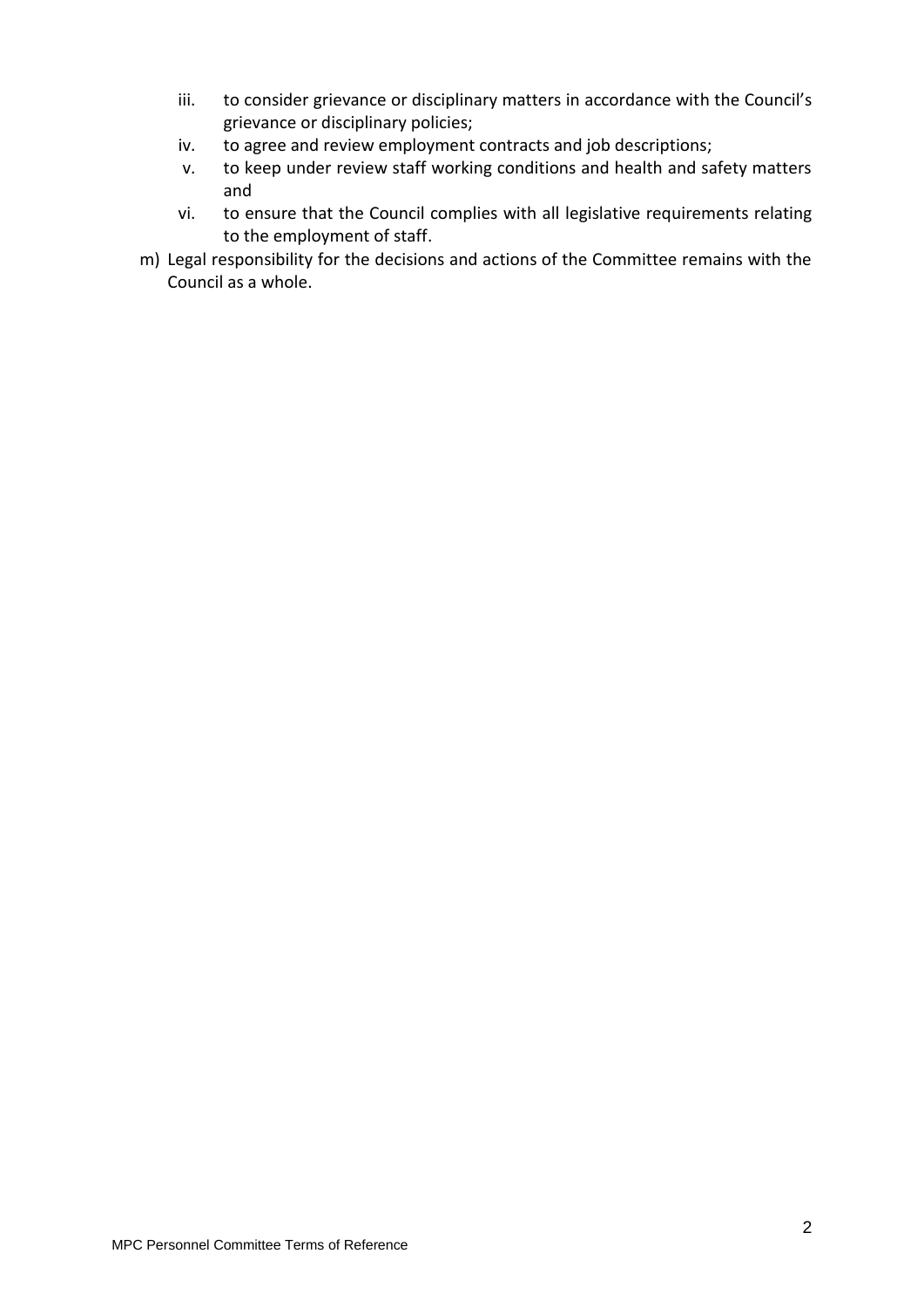iii. to consider grievance or disciplinary matters in accordance with the Council's grievance or disciplinary policies;
iv. to agree and review employment contracts and job descriptions;
v. to keep under review staff working conditions and health and safety matters and
vi. to ensure that the Council complies with all legislative requirements relating to the employment of staff.

m) Legal responsibility for the decisions and actions of the Committee remains with the Council as a whole.